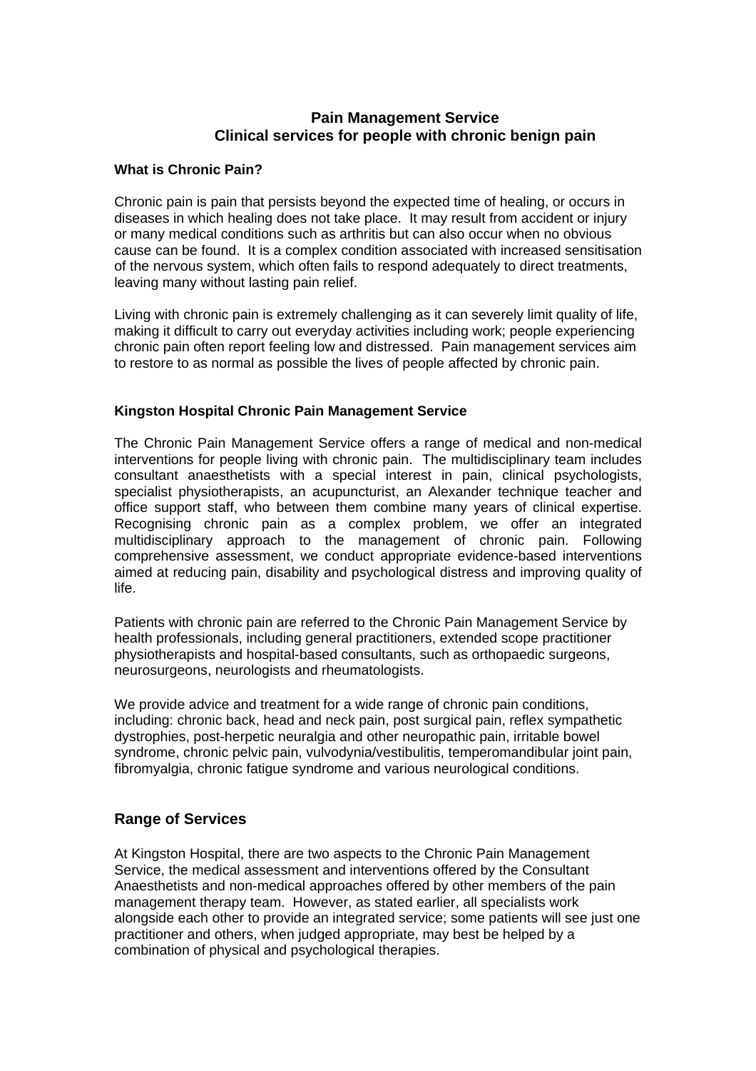# Pain Management Service
## Clinical services for people with chronic benign pain

### What is Chronic Pain?

Chronic pain is pain that persists beyond the expected time of healing, or occurs in diseases in which healing does not take place. It may result from accident or injury or many medical conditions such as arthritis but can also occur when no obvious cause can be found. It is a complex condition associated with increased sensitisation of the nervous system, which often fails to respond adequately to direct treatments, leaving many without lasting pain relief.

Living with chronic pain is extremely challenging as it can severely limit quality of life, making it difficult to carry out everyday activities including work; people experiencing chronic pain often report feeling low and distressed. Pain management services aim to restore to as normal as possible the lives of people affected by chronic pain.

### Kingston Hospital Chronic Pain Management Service

The Chronic Pain Management Service offers a range of medical and non-medical interventions for people living with chronic pain. The multidisciplinary team includes consultant anaesthetists with a special interest in pain, clinical psychologists, specialist physiotherapists, an acupuncturist, an Alexander technique teacher and office support staff, who between them combine many years of clinical expertise. Recognising chronic pain as a complex problem, we offer an integrated multidisciplinary approach to the management of chronic pain. Following comprehensive assessment, we conduct appropriate evidence-based interventions aimed at reducing pain, disability and psychological distress and improving quality of life.

Patients with chronic pain are referred to the Chronic Pain Management Service by health professionals, including general practitioners, extended scope practitioner physiotherapists and hospital-based consultants, such as orthopaedic surgeons, neurosurgeons, neurologists and rheumatologists.

We provide advice and treatment for a wide range of chronic pain conditions, including: chronic back, head and neck pain, post surgical pain, reflex sympathetic dystrophies, post-herpetic neuralgia and other neuropathic pain, irritable bowel syndrome, chronic pelvic pain, vulvodynia/vestibulitis, temperomandibular joint pain, fibromyalgia, chronic fatigue syndrome and various neurological conditions.

## Range of Services

At Kingston Hospital, there are two aspects to the Chronic Pain Management Service, the medical assessment and interventions offered by the Consultant Anaesthetists and non-medical approaches offered by other members of the pain management therapy team. However, as stated earlier, all specialists work alongside each other to provide an integrated service; some patients will see just one practitioner and others, when judged appropriate, may best be helped by a combination of physical and psychological therapies.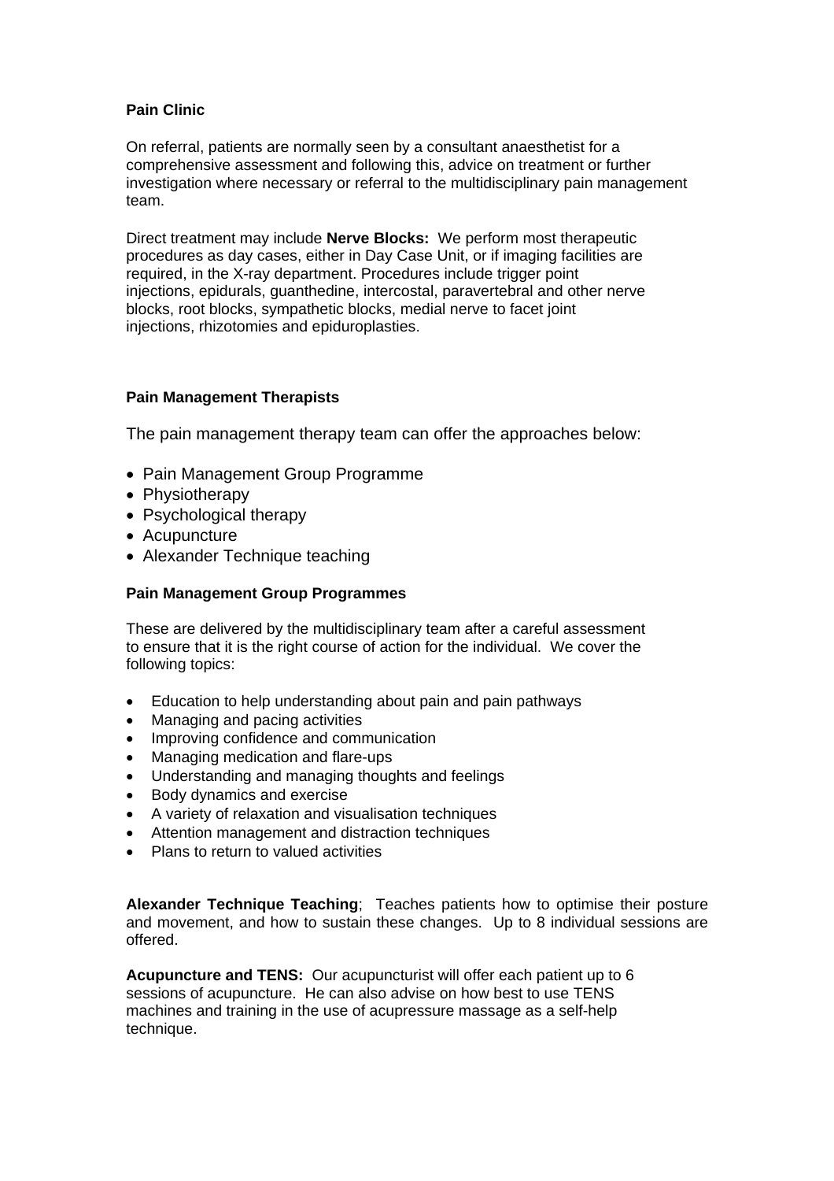**Pain Clinic**

On referral, patients are normally seen by a consultant anaesthetist for a comprehensive assessment and following this, advice on treatment or further investigation where necessary or referral to the multidisciplinary pain management team.

Direct treatment may include **Nerve Blocks:** We perform most therapeutic procedures as day cases, either in Day Case Unit, or if imaging facilities are required, in the X-ray department. Procedures include trigger point injections, epidurals, guanthedine, intercostal, paravertebral and other nerve blocks, root blocks, sympathetic blocks, medial nerve to facet joint injections, rhizotomies and epiduroplasties.

**Pain Management Therapists**

The pain management therapy team can offer the approaches below:

- Pain Management Group Programme
- Physiotherapy
- Psychological therapy
- Acupuncture
- Alexander Technique teaching

**Pain Management Group Programmes**

These are delivered by the multidisciplinary team after a careful assessment to ensure that it is the right course of action for the individual. We cover the following topics:

- Education to help understanding about pain and pain pathways
- Managing and pacing activities
- Improving confidence and communication
- Managing medication and flare-ups
- Understanding and managing thoughts and feelings
- Body dynamics and exercise
- A variety of relaxation and visualisation techniques
- Attention management and distraction techniques
- Plans to return to valued activities

**Alexander Technique Teaching**; Teaches patients how to optimise their posture and movement, and how to sustain these changes. Up to 8 individual sessions are offered.

**Acupuncture and TENS:** Our acupuncturist will offer each patient up to 6 sessions of acupuncture. He can also advise on how best to use TENS machines and training in the use of acupressure massage as a self-help technique.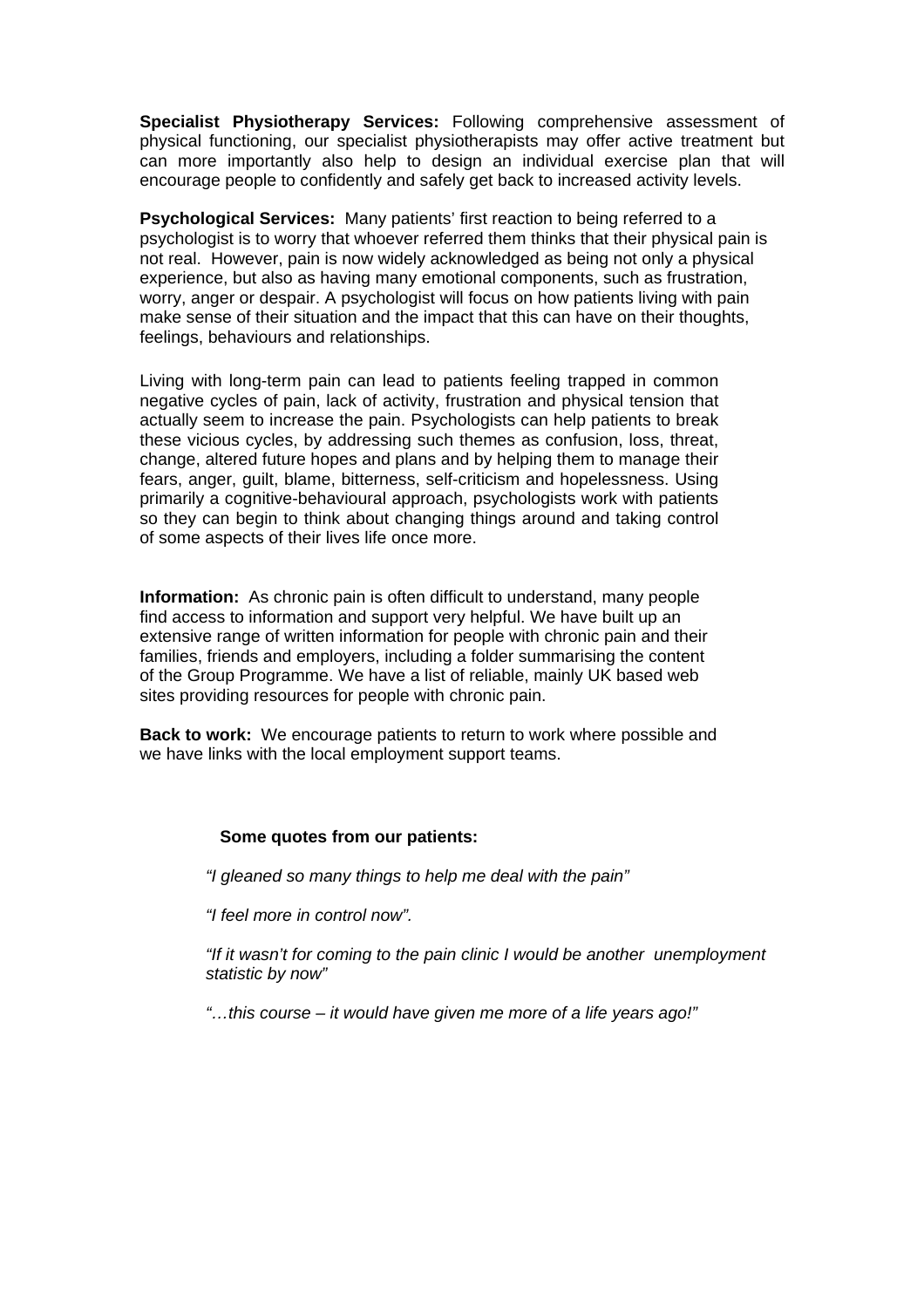**Specialist Physiotherapy Services:** Following comprehensive assessment of physical functioning, our specialist physiotherapists may offer active treatment but can more importantly also help to design an individual exercise plan that will encourage people to confidently and safely get back to increased activity levels.

**Psychological Services:** Many patients' first reaction to being referred to a psychologist is to worry that whoever referred them thinks that their physical pain is not real. However, pain is now widely acknowledged as being not only a physical experience, but also as having many emotional components, such as frustration, worry, anger or despair. A psychologist will focus on how patients living with pain make sense of their situation and the impact that this can have on their thoughts, feelings, behaviours and relationships.

Living with long-term pain can lead to patients feeling trapped in common negative cycles of pain, lack of activity, frustration and physical tension that actually seem to increase the pain. Psychologists can help patients to break these vicious cycles, by addressing such themes as confusion, loss, threat, change, altered future hopes and plans and by helping them to manage their fears, anger, guilt, blame, bitterness, self-criticism and hopelessness. Using primarily a cognitive-behavioural approach, psychologists work with patients so they can begin to think about changing things around and taking control of some aspects of their lives life once more.

**Information:** As chronic pain is often difficult to understand, many people find access to information and support very helpful. We have built up an extensive range of written information for people with chronic pain and their families, friends and employers, including a folder summarising the content of the Group Programme. We have a list of reliable, mainly UK based web sites providing resources for people with chronic pain.

**Back to work:** We encourage patients to return to work where possible and we have links with the local employment support teams.

**Some quotes from our patients:**

*"I gleaned so many things to help me deal with the pain"*

*"I feel more in control now".*

*"If it wasn't for coming to the pain clinic I would be another unemployment statistic by now"*

*"…this course – it would have given me more of a life years ago!"*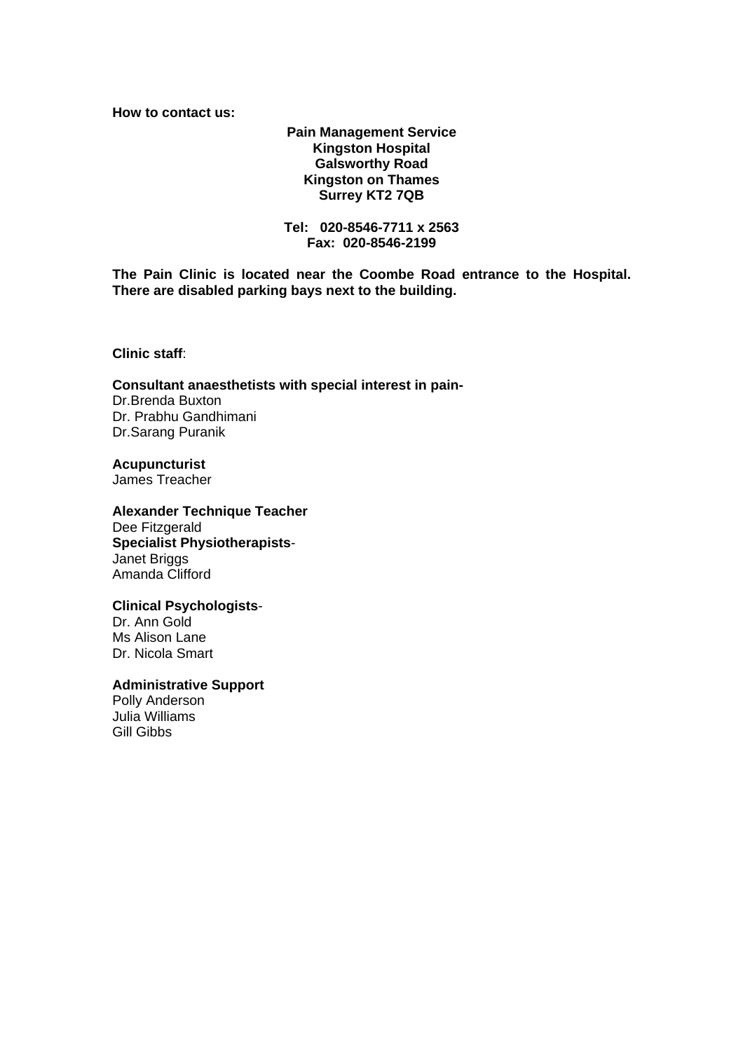**How to contact us:**

**Pain Management Service**
**Kingston Hospital**
**Galsworthy Road**
**Kingston on Thames**
**Surrey KT2 7QB**

**Tel: 020-8546-7711 x 2563**
**Fax: 020-8546-2199**

**The Pain Clinic is located near the Coombe Road entrance to the Hospital. There are disabled parking bays next to the building.**

**Clinic staff**:

**Consultant anaesthetists with special interest in pain-**
Dr.Brenda Buxton
Dr. Prabhu Gandhimani
Dr.Sarang Puranik

**Acupuncturist**
James Treacher

**Alexander Technique Teacher**
Dee Fitzgerald
**Specialist Physiotherapists**-
Janet Briggs
Amanda Clifford

**Clinical Psychologists**-
Dr. Ann Gold
Ms Alison Lane
Dr. Nicola Smart

**Administrative Support**
Polly Anderson
Julia Williams
Gill Gibbs